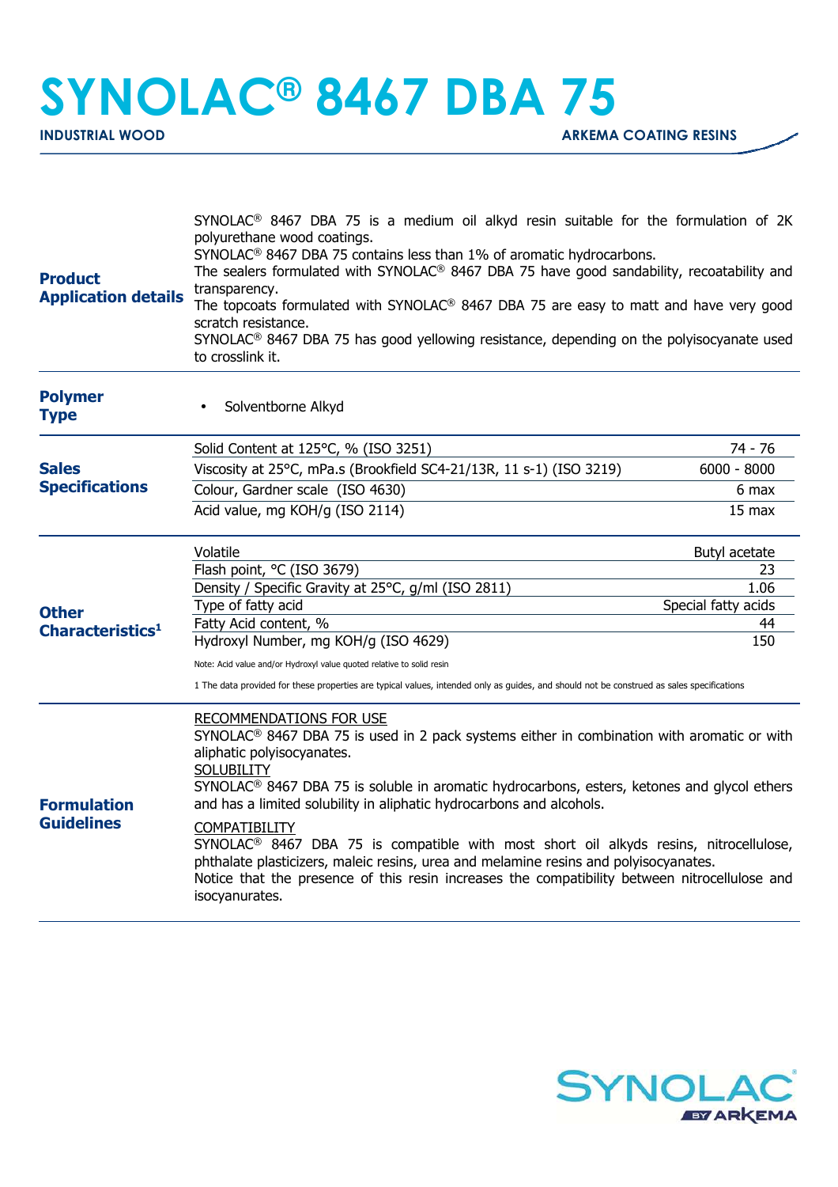# SYNOLAC® 8467 DBA 75

**INDUSTRIAL WOOD** — **ARKEMA COATING RESINS**

## Product Application details

SYNOLAC® 8467 DBA 75 is a medium oil alkyd resin suitable for the formulation of 2K polyurethane wood coatings.
SYNOLAC® 8467 DBA 75 contains less than 1% of aromatic hydrocarbons.
The sealers formulated with SYNOLAC® 8467 DBA 75 have good sandability, recoatability and transparency.
The topcoats formulated with SYNOLAC® 8467 DBA 75 are easy to matt and have very good scratch resistance.
SYNOLAC® 8467 DBA 75 has good yellowing resistance, depending on the polyisocyanate used to crosslink it.

## Polymer Type

- Solventborne Alkyd

## Sales Specifications

| Property | Value |
|---|---|
| Solid Content at 125°C, % (ISO 3251) | 74 - 76 |
| Viscosity at 25°C, mPa.s (Brookfield SC4-21/13R, 11 s-1) (ISO 3219) | 6000 - 8000 |
| Colour, Gardner scale (ISO 4630) | 6 max |
| Acid value, mg KOH/g (ISO 2114) | 15 max |

## Other Characteristics[1]

| Property | Value |
|---|---|
| Volatile | Butyl acetate |
| Flash point, °C (ISO 3679) | 23 |
| Density / Specific Gravity at 25°C, g/ml (ISO 2811) | 1.06 |
| Type of fatty acid | Special fatty acids |
| Fatty Acid content, % | 44 |
| Hydroxyl Number, mg KOH/g (ISO 4629) | 150 |

Note: Acid value and/or Hydroxyl value quoted relative to solid resin

1 The data provided for these properties are typical values, intended only as guides, and should not be construed as sales specifications

## Formulation Guidelines

RECOMMENDATIONS FOR USE
SYNOLAC® 8467 DBA 75 is used in 2 pack systems either in combination with aromatic or with aliphatic polyisocyanates.

SOLUBILITY
SYNOLAC® 8467 DBA 75 is soluble in aromatic hydrocarbons, esters, ketones and glycol ethers and has a limited solubility in aliphatic hydrocarbons and alcohols.

COMPATIBILITY
SYNOLAC® 8467 DBA 75 is compatible with most short oil alkyds resins, nitrocellulose, phthalate plasticizers, maleic resins, urea and melamine resins and polyisocyanates.
Notice that the presence of this resin increases the compatibility between nitrocellulose and isocyanurates.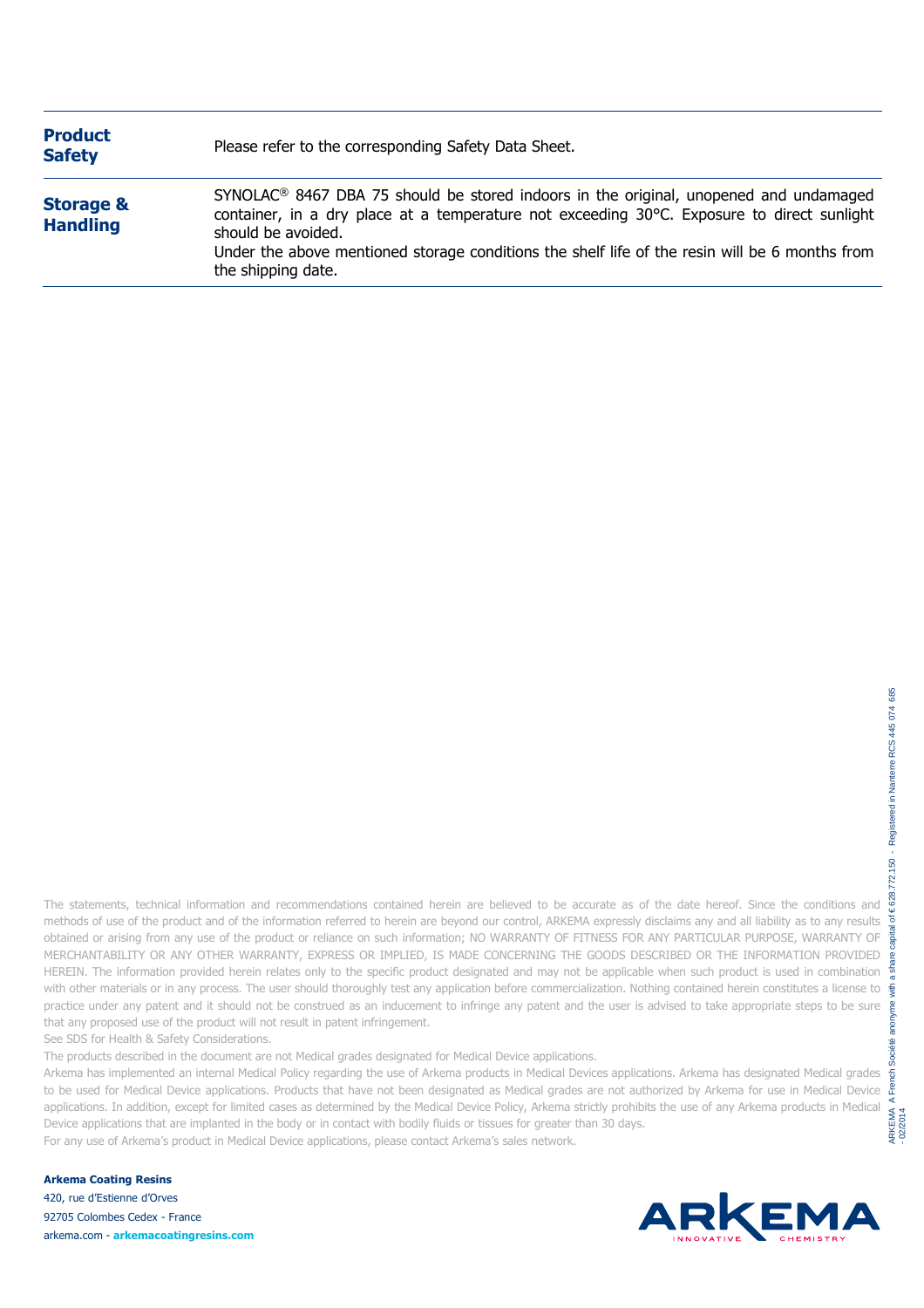| | |
|---|---|
| **Product Safety** | Please refer to the corresponding Safety Data Sheet. |
| **Storage & Handling** | SYNOLAC® 8467 DBA 75 should be stored indoors in the original, unopened and undamaged container, in a dry place at a temperature not exceeding 30°C. Exposure to direct sunlight should be avoided.<br>Under the above mentioned storage conditions the shelf life of the resin will be 6 months from the shipping date. |

The statements, technical information and recommendations contained herein are believed to be accurate as of the date hereof. Since the conditions and methods of use of the product and of the information referred to herein are beyond our control, ARKEMA expressly disclaims any and all liability as to any results obtained or arising from any use of the product or reliance on such information; NO WARRANTY OF FITNESS FOR ANY PARTICULAR PURPOSE, WARRANTY OF MERCHANTABILITY OR ANY OTHER WARRANTY, EXPRESS OR IMPLIED, IS MADE CONCERNING THE GOODS DESCRIBED OR THE INFORMATION PROVIDED HEREIN. The information provided herein relates only to the specific product designated and may not be applicable when such product is used in combination with other materials or in any process. The user should thoroughly test any application before commercialization. Nothing contained herein constitutes a license to practice under any patent and it should not be construed as an inducement to infringe any patent and the user is advised to take appropriate steps to be sure that any proposed use of the product will not result in patent infringement.
See SDS for Health & Safety Considerations.

The products described in the document are not Medical grades designated for Medical Device applications.
Arkema has implemented an internal Medical Policy regarding the use of Arkema products in Medical Devices applications. Arkema has designated Medical grades to be used for Medical Device applications. Products that have not been designated as Medical grades are not authorized by Arkema for use in Medical Device applications. In addition, except for limited cases as determined by the Medical Device Policy, Arkema strictly prohibits the use of any Arkema products in Medical Device applications that are implanted in the body or in contact with bodily fluids or tissues for greater than 30 days.
For any use of Arkema's product in Medical Device applications, please contact Arkema's sales network.

**Arkema Coating Resins**
420, rue d'Estienne d'Orves
92705 Colombes Cedex - France
arkema.com - **arkemacoatingresins.com**

ARKEMA A French Société anonyme with a share capital of € 628.772.150 - Registered in Nanterre RCS 445 074 685 - 02/2014